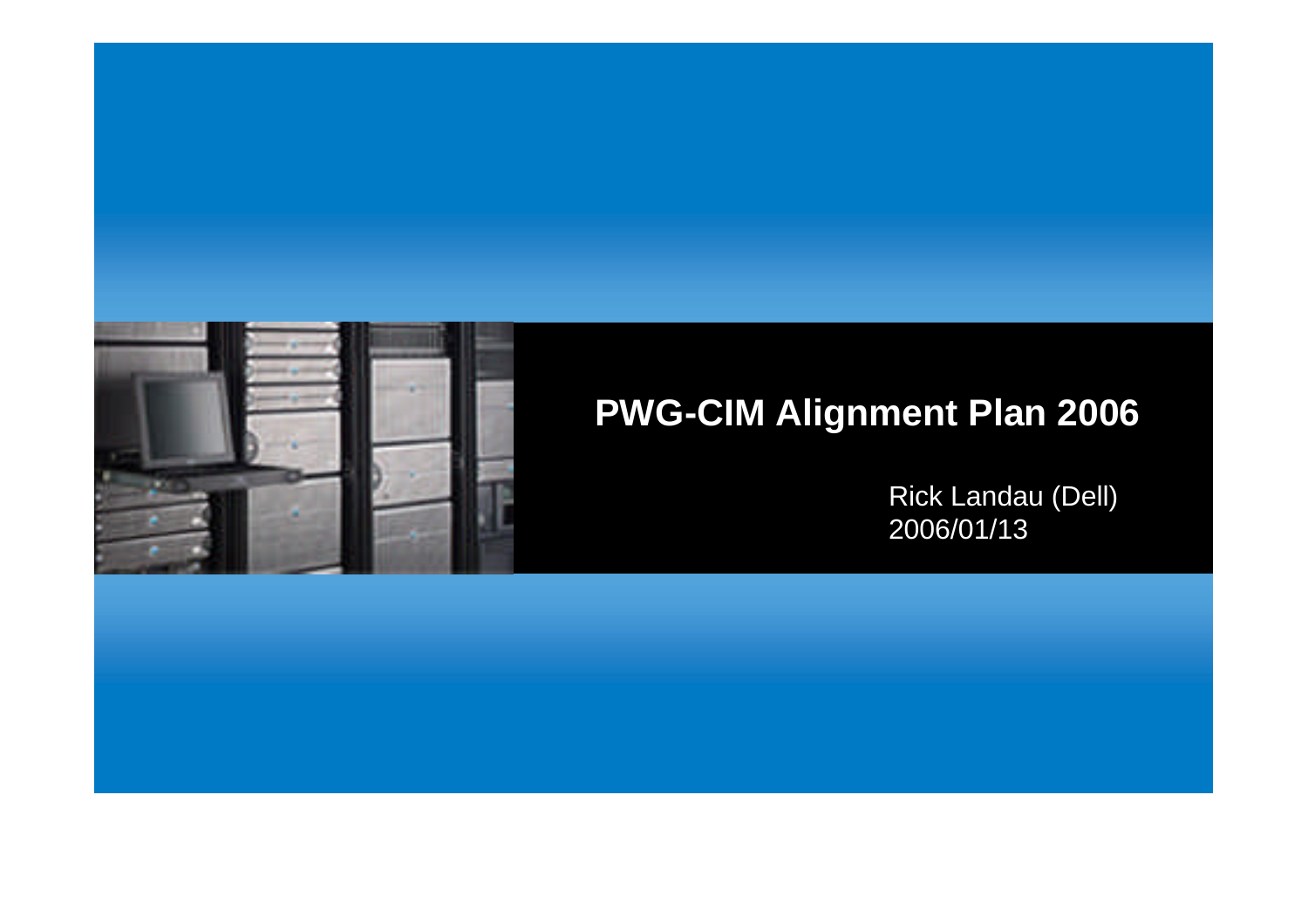# PWG-CIM Alignment Plan 2006

Rick Landau (Dell)
2006/01/13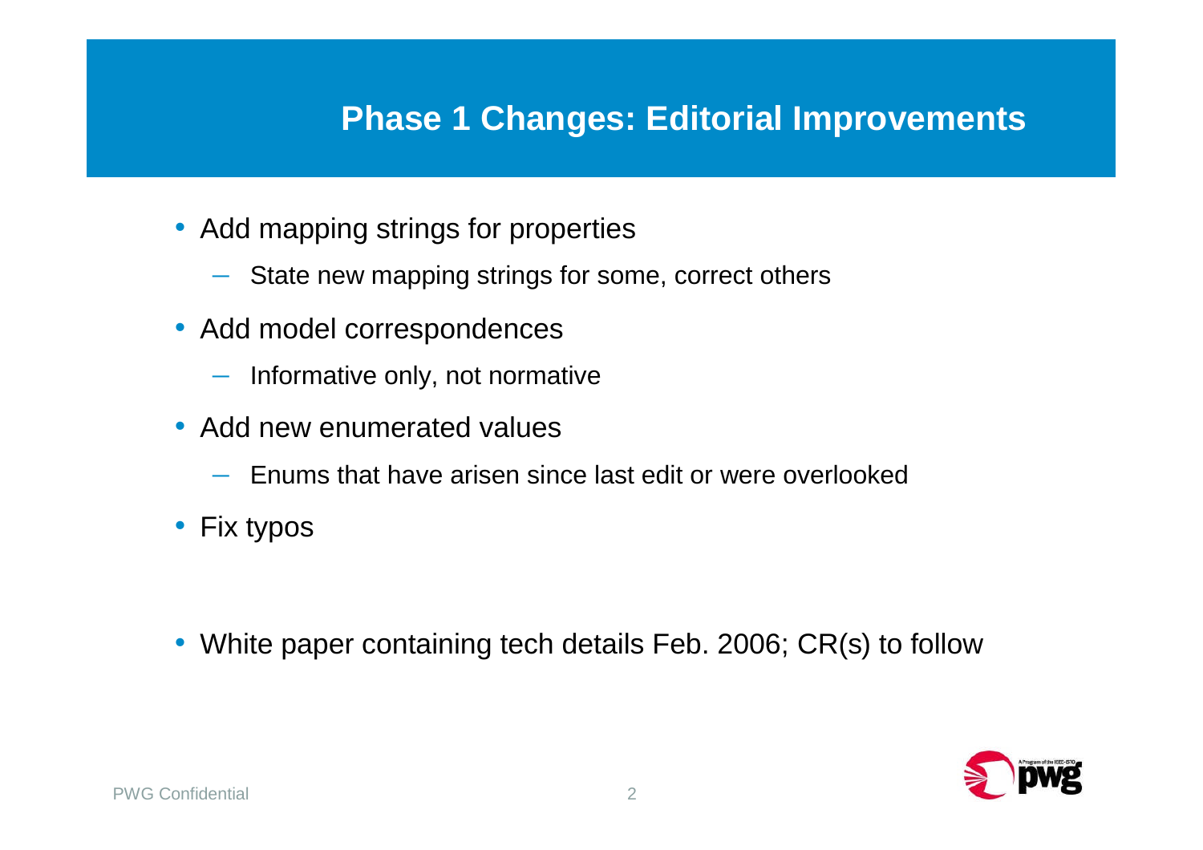# Phase 1 Changes: Editorial Improvements

- Add mapping strings for properties
  - State new mapping strings for some, correct others
- Add model correspondences
  - Informative only, not normative
- Add new enumerated values
  - Enums that have arisen since last edit or were overlooked
- Fix typos

- White paper containing tech details Feb. 2006; CR(s) to follow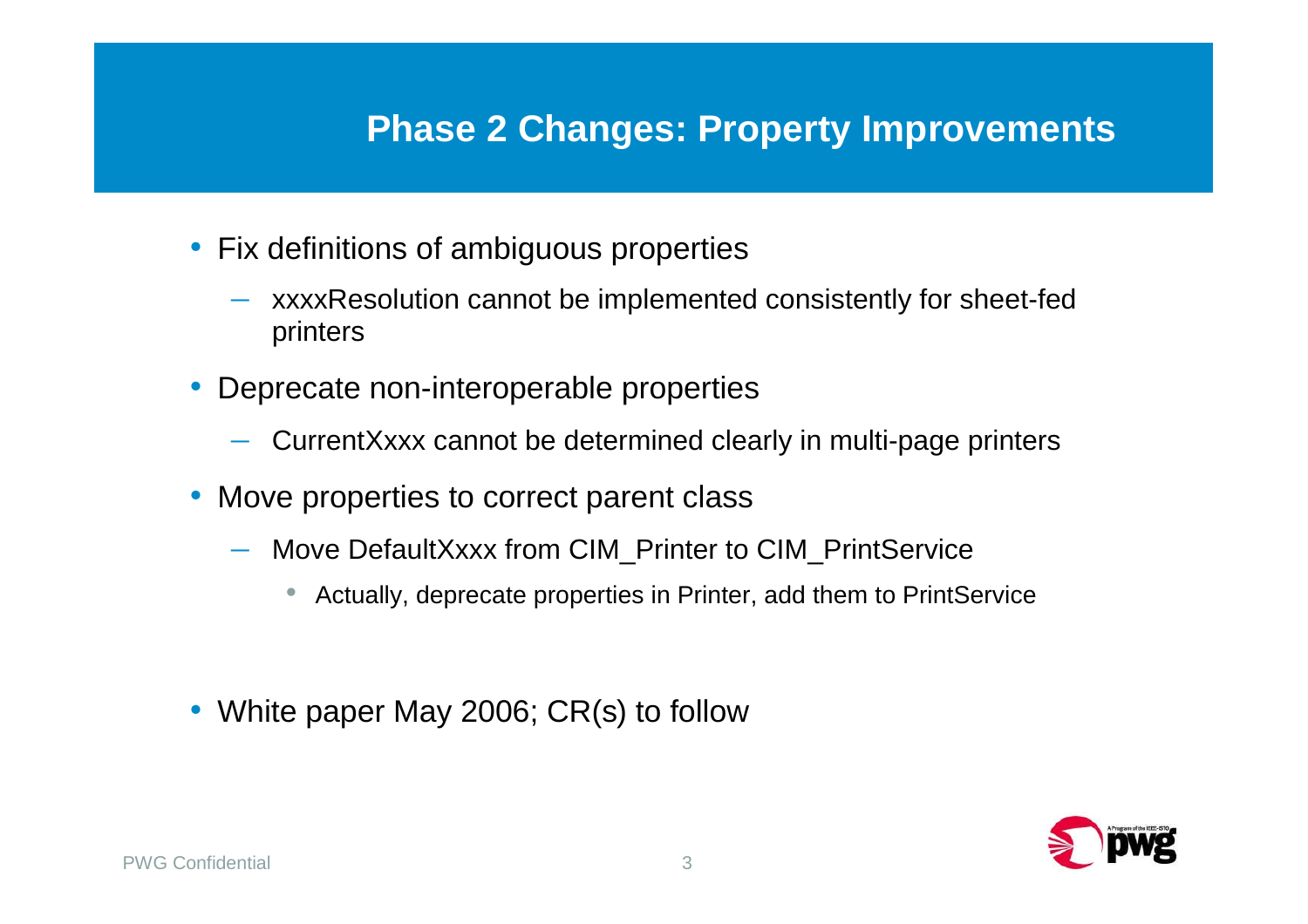# Phase 2 Changes: Property Improvements

- Fix definitions of ambiguous properties
  - xxxxResolution cannot be implemented consistently for sheet-fed printers
- Deprecate non-interoperable properties
  - CurrentXxxx cannot be determined clearly in multi-page printers
- Move properties to correct parent class
  - Move DefaultXxxx from CIM_Printer to CIM_PrintService
    - Actually, deprecate properties in Printer, add them to PrintService

- White paper May 2006; CR(s) to follow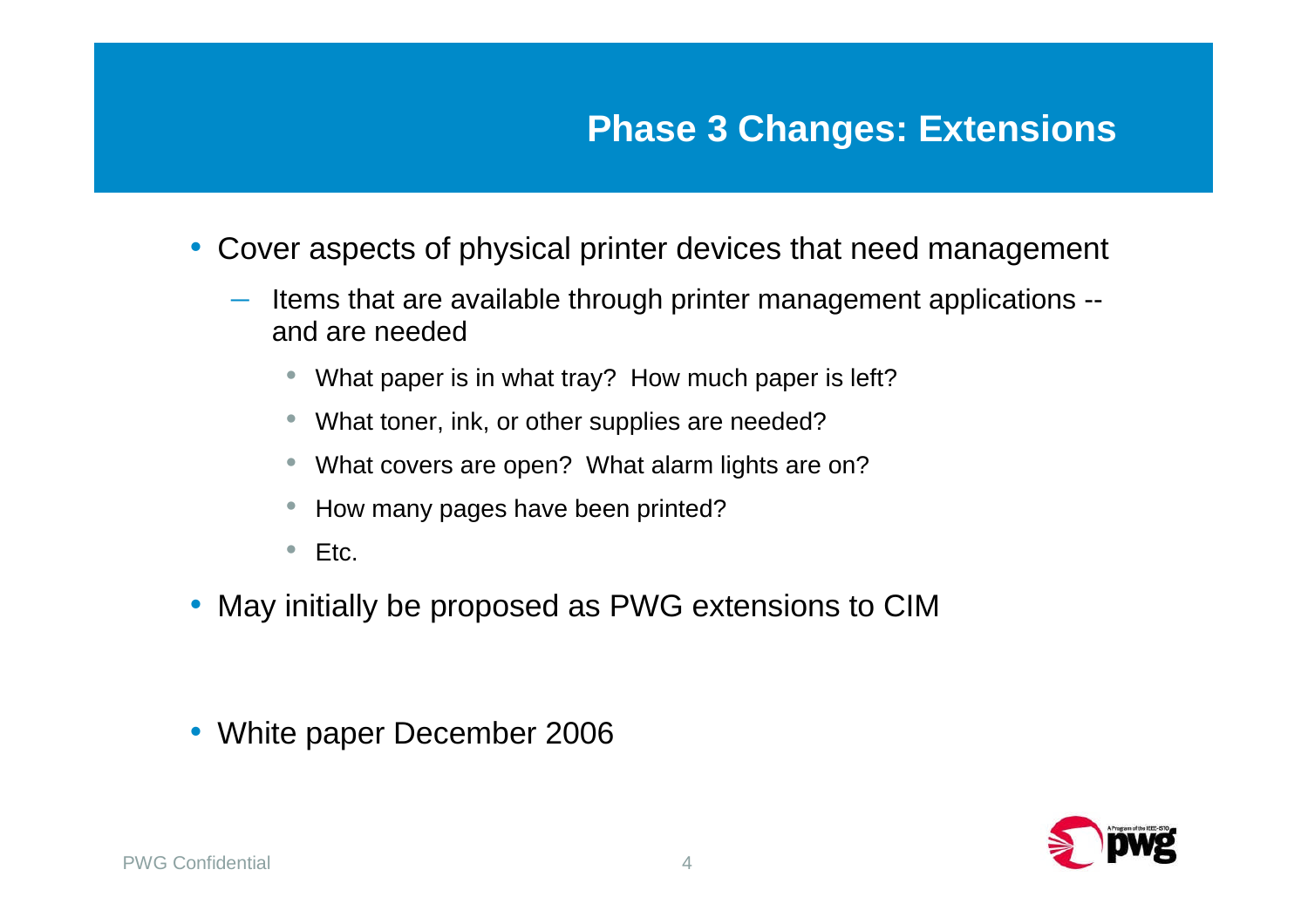# Phase 3 Changes: Extensions

- Cover aspects of physical printer devices that need management
  - Items that are available through printer management applications -- and are needed
    - What paper is in what tray?  How much paper is left?
    - What toner, ink, or other supplies are needed?
    - What covers are open?  What alarm lights are on?
    - How many pages have been printed?
    - Etc.
- May initially be proposed as PWG extensions to CIM
- White paper December 2006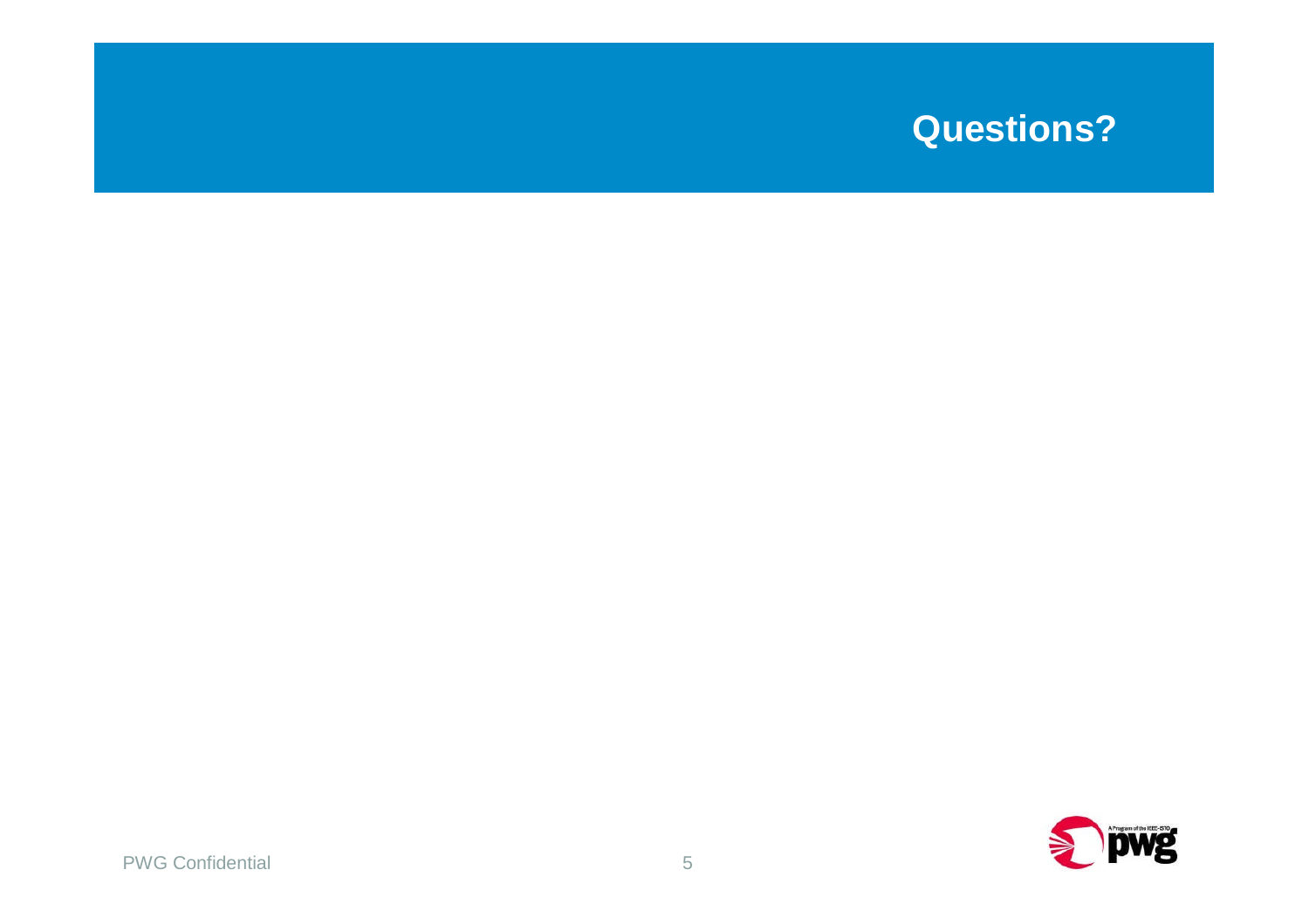# Questions?